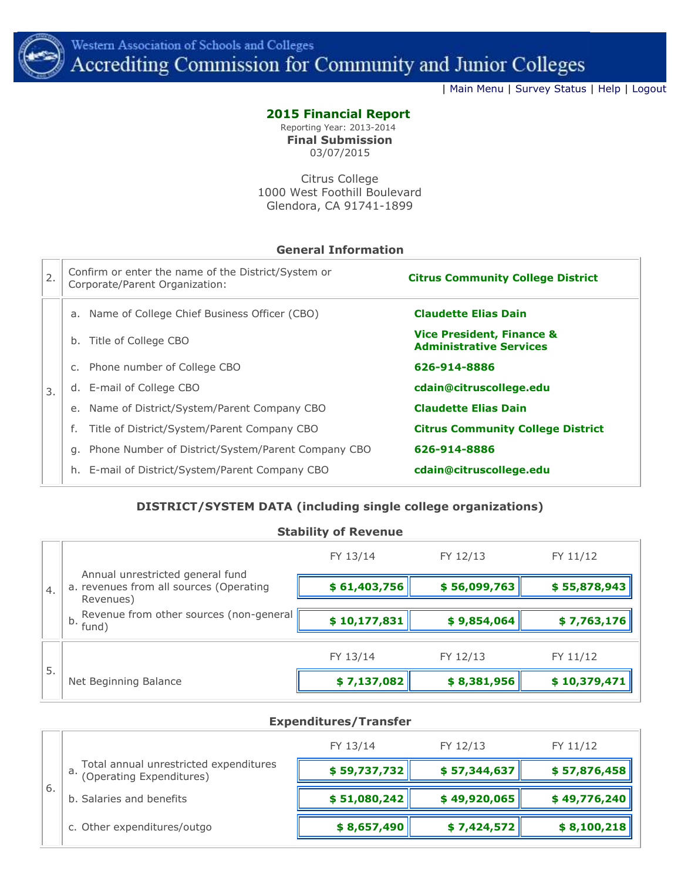Western Association of Schools and Colleges
Accrediting Commission for Community and Junior Colleges

| Main Menu | Survey Status | Help | Logout

## 2015 Financial Report

Reporting Year: 2013-2014

**Final Submission**

03/07/2015

Citrus College
1000 West Foothill Boulevard
Glendora, CA 91741-1899

### General Information

| | | |
|---|---|---|
| 2. | Confirm or enter the name of the District/System or Corporate/Parent Organization: | **Citrus Community College District** |
| 3. | a. Name of College Chief Business Officer (CBO) | **Claudette Elias Dain** |
| | b. Title of College CBO | **Vice President, Finance & Administrative Services** |
| | c. Phone number of College CBO | **626-914-8886** |
| | d. E-mail of College CBO | **cdain@citruscollege.edu** |
| | e. Name of District/System/Parent Company CBO | **Claudette Elias Dain** |
| | f. Title of District/System/Parent Company CBO | **Citrus Community College District** |
| | g. Phone Number of District/System/Parent Company CBO | **626-914-8886** |
| | h. E-mail of District/System/Parent Company CBO | **cdain@citruscollege.edu** |

### DISTRICT/SYSTEM DATA (including single college organizations)

#### Stability of Revenue

| | | FY 13/14 | FY 12/13 | FY 11/12 |
|---|---|---|---|---|
| 4. | a. Annual unrestricted general fund revenues from all sources (Operating Revenues) | **$ 61,403,756** | **$ 56,099,763** | **$ 55,878,943** |
| | b. Revenue from other sources (non-general fund) | **$ 10,177,831** | **$ 9,854,064** | **$ 7,763,176** |

| | | FY 13/14 | FY 12/13 | FY 11/12 |
|---|---|---|---|---|
| 5. | Net Beginning Balance | **$ 7,137,082** | **$ 8,381,956** | **$ 10,379,471** |

#### Expenditures/Transfer

| | | FY 13/14 | FY 12/13 | FY 11/12 |
|---|---|---|---|---|
| 6. | a. Total annual unrestricted expenditures (Operating Expenditures) | **$ 59,737,732** | **$ 57,344,637** | **$ 57,876,458** |
| | b. Salaries and benefits | **$ 51,080,242** | **$ 49,920,065** | **$ 49,776,240** |
| | c. Other expenditures/outgo | **$ 8,657,490** | **$ 7,424,572** | **$ 8,100,218** |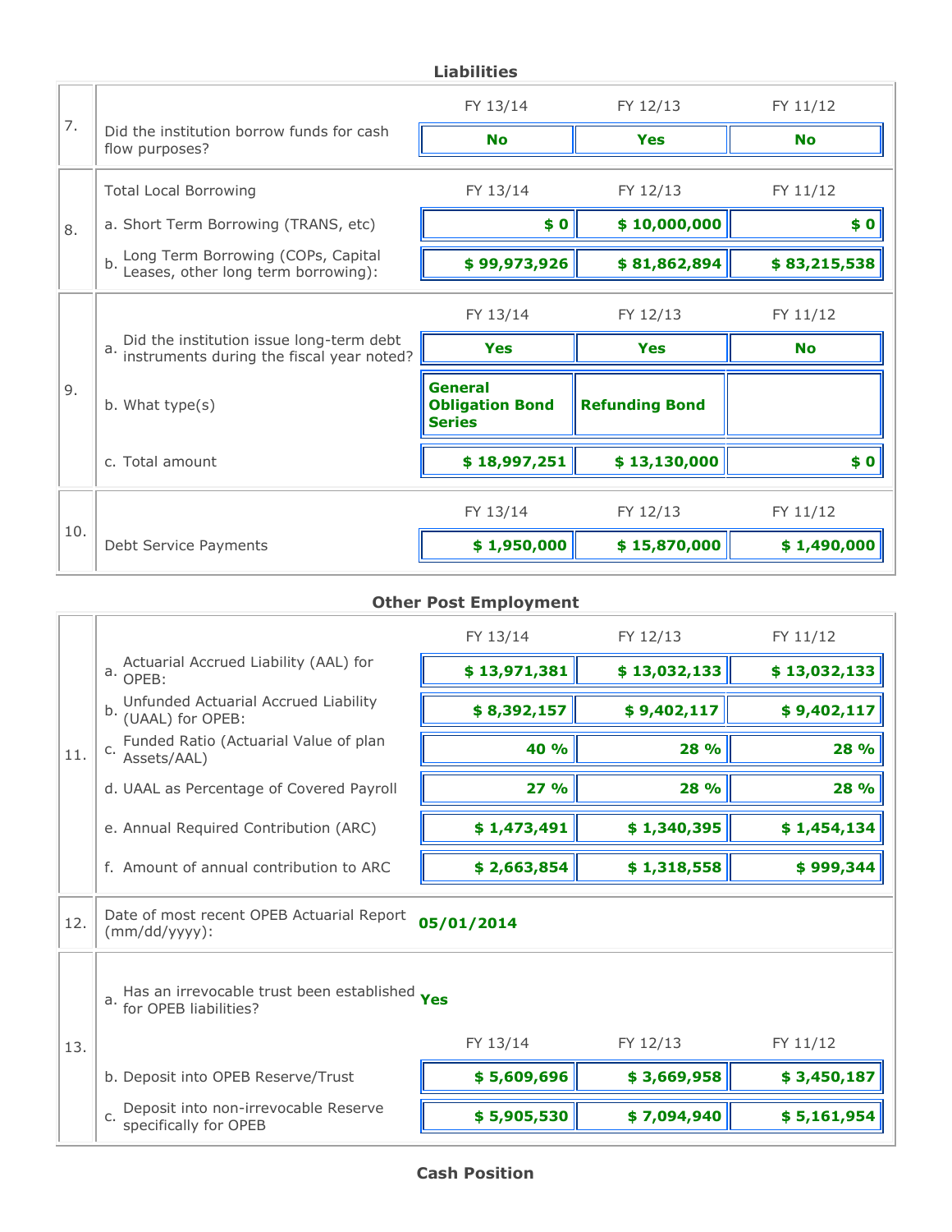## Liabilities

| | | FY 13/14 | FY 12/13 | FY 11/12 |
|---|---|---|---|---|
| 7. | Did the institution borrow funds for cash flow purposes? | **No** | **Yes** | **No** |
| 8. | Total Local Borrowing | FY 13/14 | FY 12/13 | FY 11/12 |
| | a. Short Term Borrowing (TRANS, etc) | **$ 0** | **$ 10,000,000** | **$ 0** |
| | b. Long Term Borrowing (COPs, Capital Leases, other long term borrowing): | **$ 99,973,926** | **$ 81,862,894** | **$ 83,215,538** |
| 9. | | FY 13/14 | FY 12/13 | FY 11/12 |
| | a. Did the institution issue long-term debt instruments during the fiscal year noted? | **Yes** | **Yes** | **No** |
| | b. What type(s) | **General Obligation Bond Series** | **Refunding Bond** | |
| | c. Total amount | **$ 18,997,251** | **$ 13,130,000** | **$ 0** |
| 10. | | FY 13/14 | FY 12/13 | FY 11/12 |
| | Debt Service Payments | **$ 1,950,000** | **$ 15,870,000** | **$ 1,490,000** |

## Other Post Employment

| | | FY 13/14 | FY 12/13 | FY 11/12 |
|---|---|---|---|---|
| 11. | a. Actuarial Accrued Liability (AAL) for OPEB: | **$ 13,971,381** | **$ 13,032,133** | **$ 13,032,133** |
| | b. Unfunded Actuarial Accrued Liability (UAAL) for OPEB: | **$ 8,392,157** | **$ 9,402,117** | **$ 9,402,117** |
| | c. Funded Ratio (Actuarial Value of plan Assets/AAL) | **40 %** | **28 %** | **28 %** |
| | d. UAAL as Percentage of Covered Payroll | **27 %** | **28 %** | **28 %** |
| | e. Annual Required Contribution (ARC) | **$ 1,473,491** | **$ 1,340,395** | **$ 1,454,134** |
| | f. Amount of annual contribution to ARC | **$ 2,663,854** | **$ 1,318,558** | **$ 999,344** |
| 12. | Date of most recent OPEB Actuarial Report (mm/dd/yyyy): | **05/01/2014** | | |
| 13. | a. Has an irrevocable trust been established for OPEB liabilities? | **Yes** | | |
| | | FY 13/14 | FY 12/13 | FY 11/12 |
| | b. Deposit into OPEB Reserve/Trust | **$ 5,609,696** | **$ 3,669,958** | **$ 3,450,187** |
| | c. Deposit into non-irrevocable Reserve specifically for OPEB | **$ 5,905,530** | **$ 7,094,940** | **$ 5,161,954** |

## Cash Position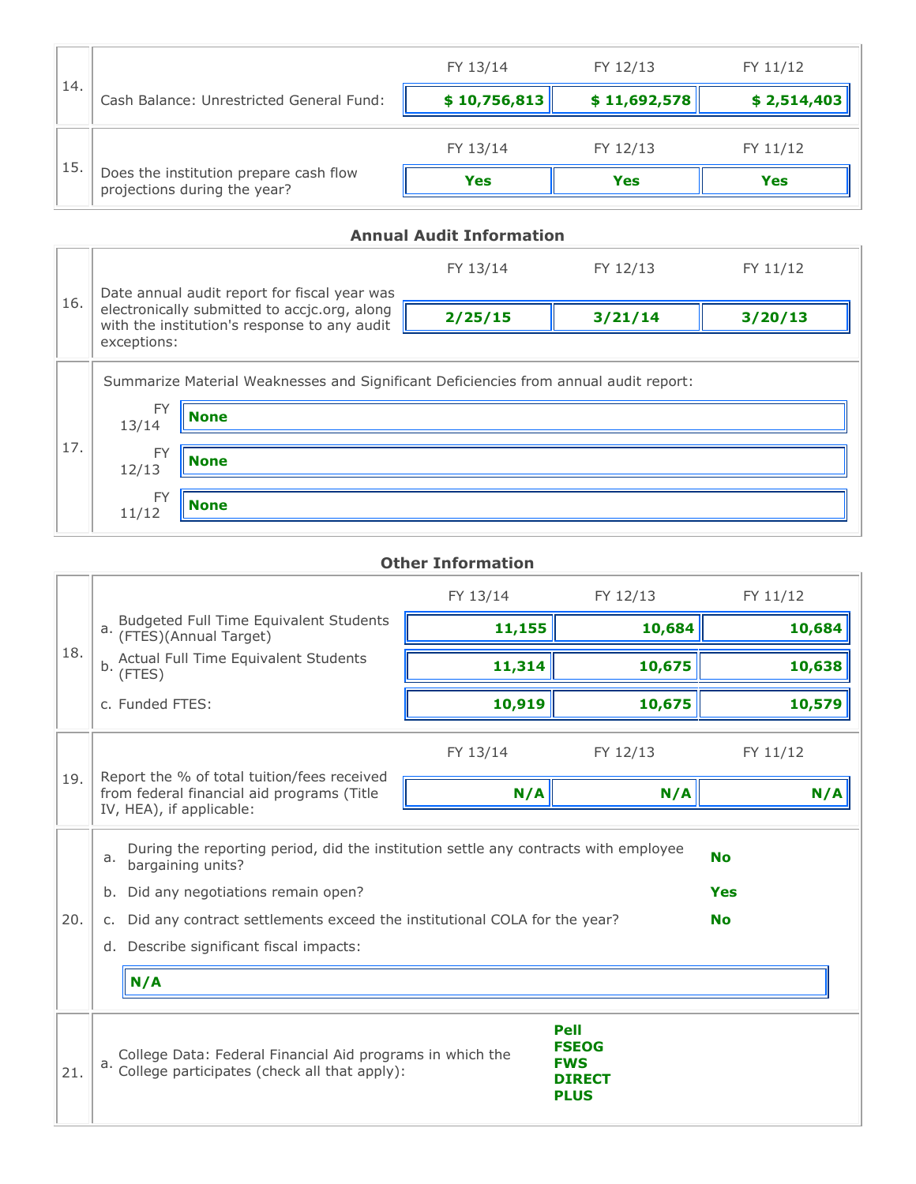| | | FY 13/14 | FY 12/13 | FY 11/12 |
|---|---|---|---|---|
| 14. | Cash Balance: Unrestricted General Fund: | **$ 10,756,813** | **$ 11,692,578** | **$ 2,514,403** |
| 15. | Does the institution prepare cash flow projections during the year? | **Yes** | **Yes** | **Yes** |

## Annual Audit Information

| | | FY 13/14 | FY 12/13 | FY 11/12 |
|---|---|---|---|---|
| 16. | Date annual audit report for fiscal year was electronically submitted to accjc.org, along with the institution's response to any audit exceptions: | **2/25/15** | **3/21/14** | **3/20/13** |

17. Summarize Material Weaknesses and Significant Deficiencies from annual audit report:

| | |
|---|---|
| FY 13/14 | **None** |
| FY 12/13 | **None** |
| FY 11/12 | **None** |

## Other Information

| | | FY 13/14 | FY 12/13 | FY 11/12 |
|---|---|---|---|---|
| 18. | a. Budgeted Full Time Equivalent Students (FTES)(Annual Target) | **11,155** | **10,684** | **10,684** |
| | b. Actual Full Time Equivalent Students (FTES) | **11,314** | **10,675** | **10,638** |
| | c. Funded FTES: | **10,919** | **10,675** | **10,579** |
| 19. | Report the % of total tuition/fees received from federal financial aid programs (Title IV, HEA), if applicable: | **N/A** | **N/A** | **N/A** |

20.

a. During the reporting period, did the institution settle any contracts with employee bargaining units? **No**

b. Did any negotiations remain open? **Yes**

c. Did any contract settlements exceed the institutional COLA for the year? **No**

d. Describe significant fiscal impacts:

**N/A**

21.

a. College Data: Federal Financial Aid programs in which the College participates (check all that apply):

**Pell**
**FSEOG**
**FWS**
**DIRECT**
**PLUS**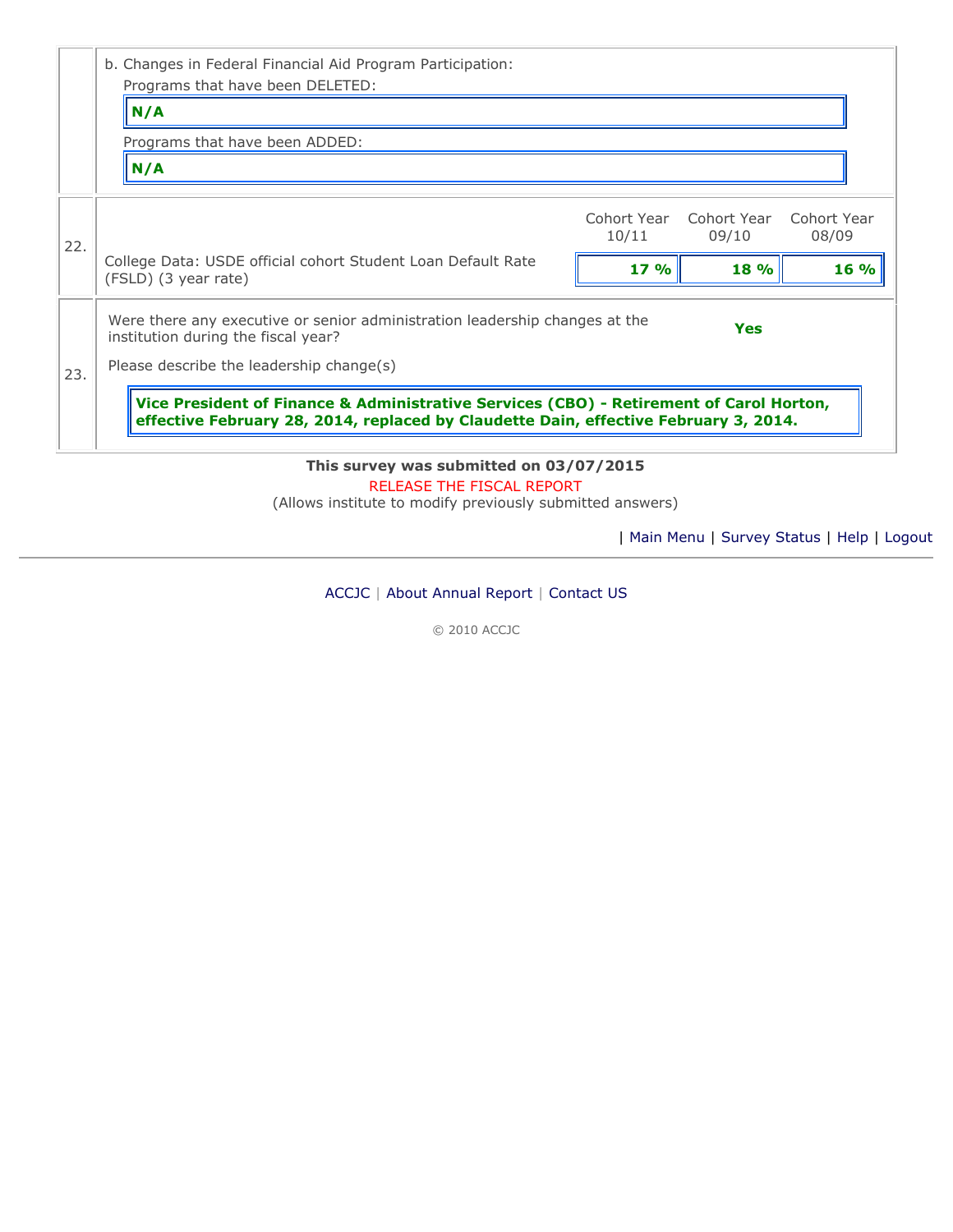b. Changes in Federal Financial Aid Program Participation:

Programs that have been DELETED:

**N/A**

Programs that have been ADDED:

**N/A**

22.

| | Cohort Year 10/11 | Cohort Year 09/10 | Cohort Year 08/09 |
|---|---|---|---|
| College Data: USDE official cohort Student Loan Default Rate (FSLD) (3 year rate) | **17 %** | **18 %** | **16 %** |

23.

Were there any executive or senior administration leadership changes at the institution during the fiscal year? **Yes**

Please describe the leadership change(s)

**Vice President of Finance & Administrative Services (CBO) - Retirement of Carol Horton, effective February 28, 2014, replaced by Claudette Dain, effective February 3, 2014.**

**This survey was submitted on 03/07/2015**

RELEASE THE FISCAL REPORT

(Allows institute to modify previously submitted answers)

| Main Menu | Survey Status | Help | Logout

ACCJC | About Annual Report | Contact US

© 2010 ACCJC